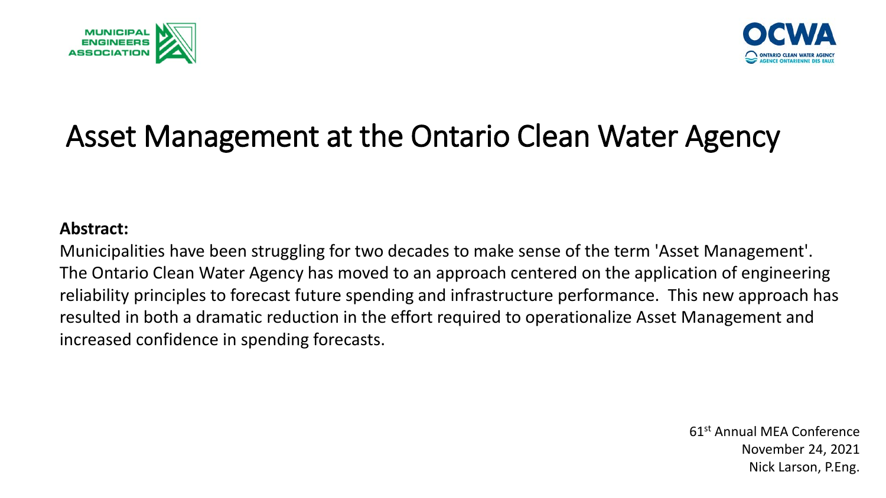MUNICIPAL ENGINEERS ASSOCIATION

OCWA
ONTARIO CLEAN WATER AGENCY
AGENCE ONTARIENNE DES EAUX

# Asset Management at the Ontario Clean Water Agency

**Abstract:**
Municipalities have been struggling for two decades to make sense of the term 'Asset Management'. The Ontario Clean Water Agency has moved to an approach centered on the application of engineering reliability principles to forecast future spending and infrastructure performance. This new approach has resulted in both a dramatic reduction in the effort required to operationalize Asset Management and increased confidence in spending forecasts.

61st Annual MEA Conference
November 24, 2021
Nick Larson, P.Eng.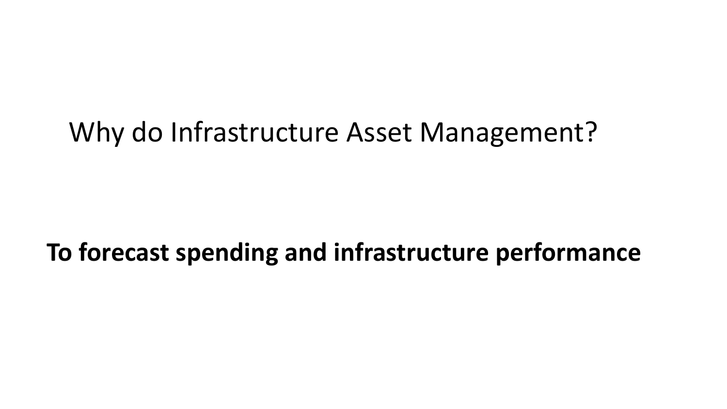# Why do Infrastructure Asset Management?

**To forecast spending and infrastructure performance**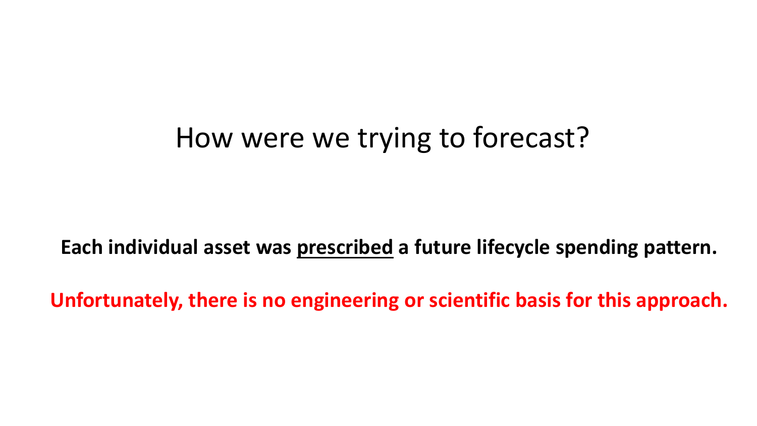# How were we trying to forecast?

**Each individual asset was <u>prescribed</u> a future lifecycle spending pattern.**

**Unfortunately, there is no engineering or scientific basis for this approach.**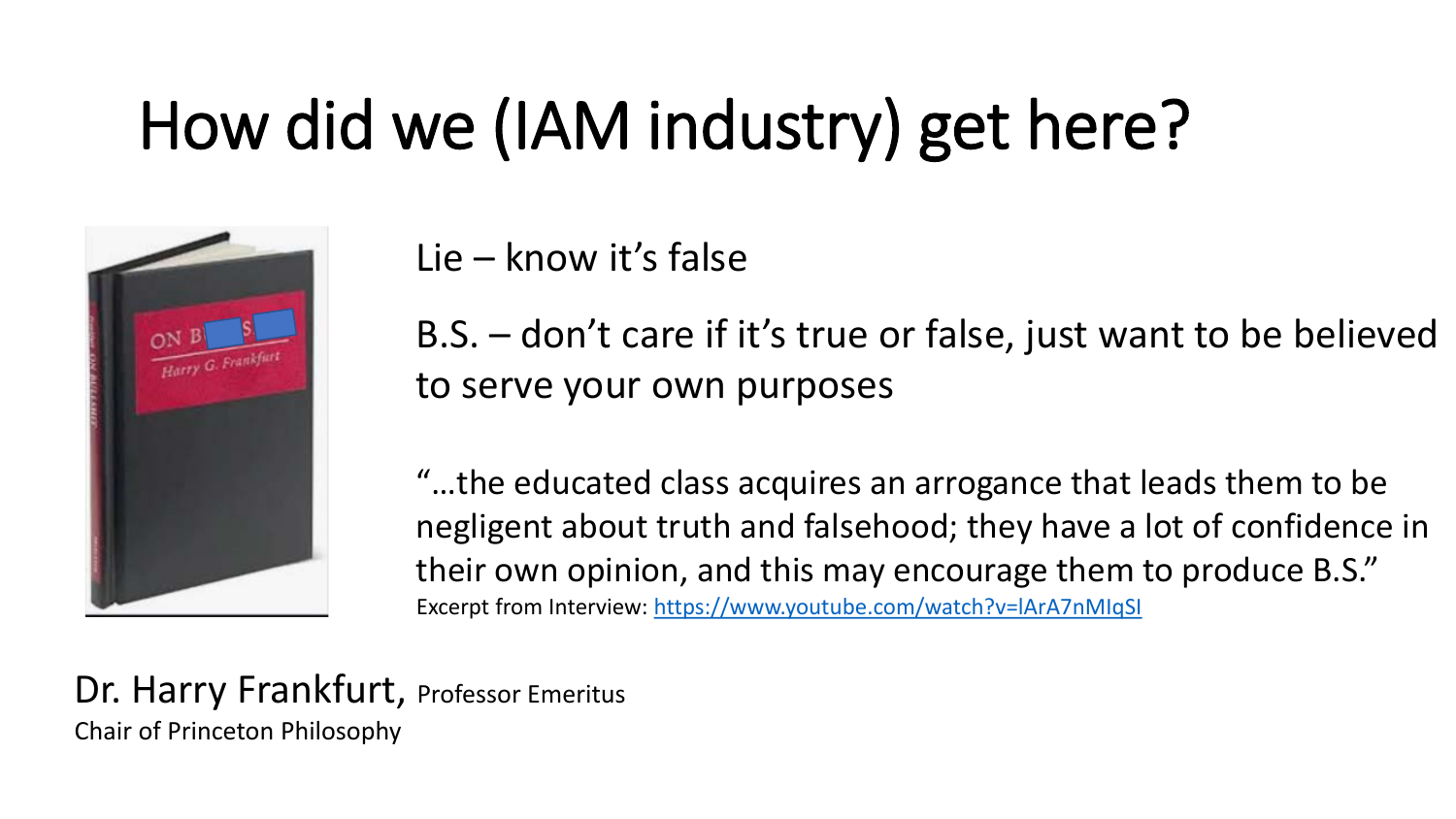# How did we (IAM industry) get here?

Lie – know it's false

B.S. – don't care if it's true or false, just want to be believed to serve your own purposes

"…the educated class acquires an arrogance that leads them to be negligent about truth and falsehood; they have a lot of confidence in their own opinion, and this may encourage them to produce B.S."

Excerpt from Interview: [https://www.youtube.com/watch?v=lArA7nMIqSI](https://www.youtube.com/watch?v=lArA7nMIqSI)

Dr. Harry Frankfurt, Professor Emeritus
Chair of Princeton Philosophy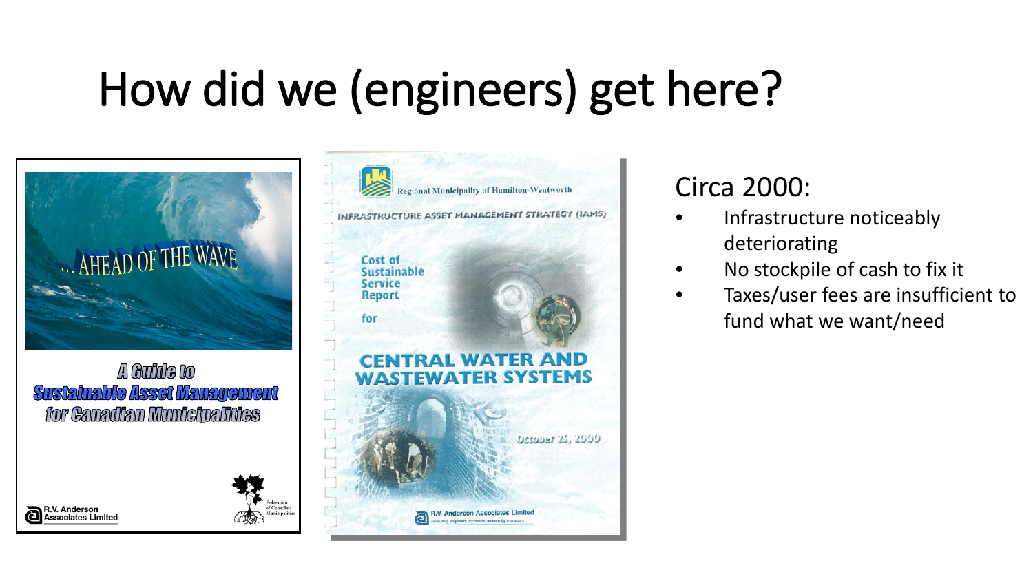# How did we (engineers) get here?

... AHEAD OF THE WAVE

A Guide to
Sustainable Asset Management
for Canadian Municipalities

R.V. Anderson Associates Limited

Federation of Canadian Municipalities

Regional Municipality of Hamilton-Wentworth

INFRASTRUCTURE ASSET MANAGEMENT STRATEGY (IAMS)

Cost of Sustainable Service Report

for

CENTRAL WATER AND WASTEWATER SYSTEMS

October 25, 2000

R.V. Anderson Associates Limited
consulting engineers, architects, technology managers

## Circa 2000:

- Infrastructure noticeably deteriorating
- No stockpile of cash to fix it
- Taxes/user fees are insufficient to fund what we want/need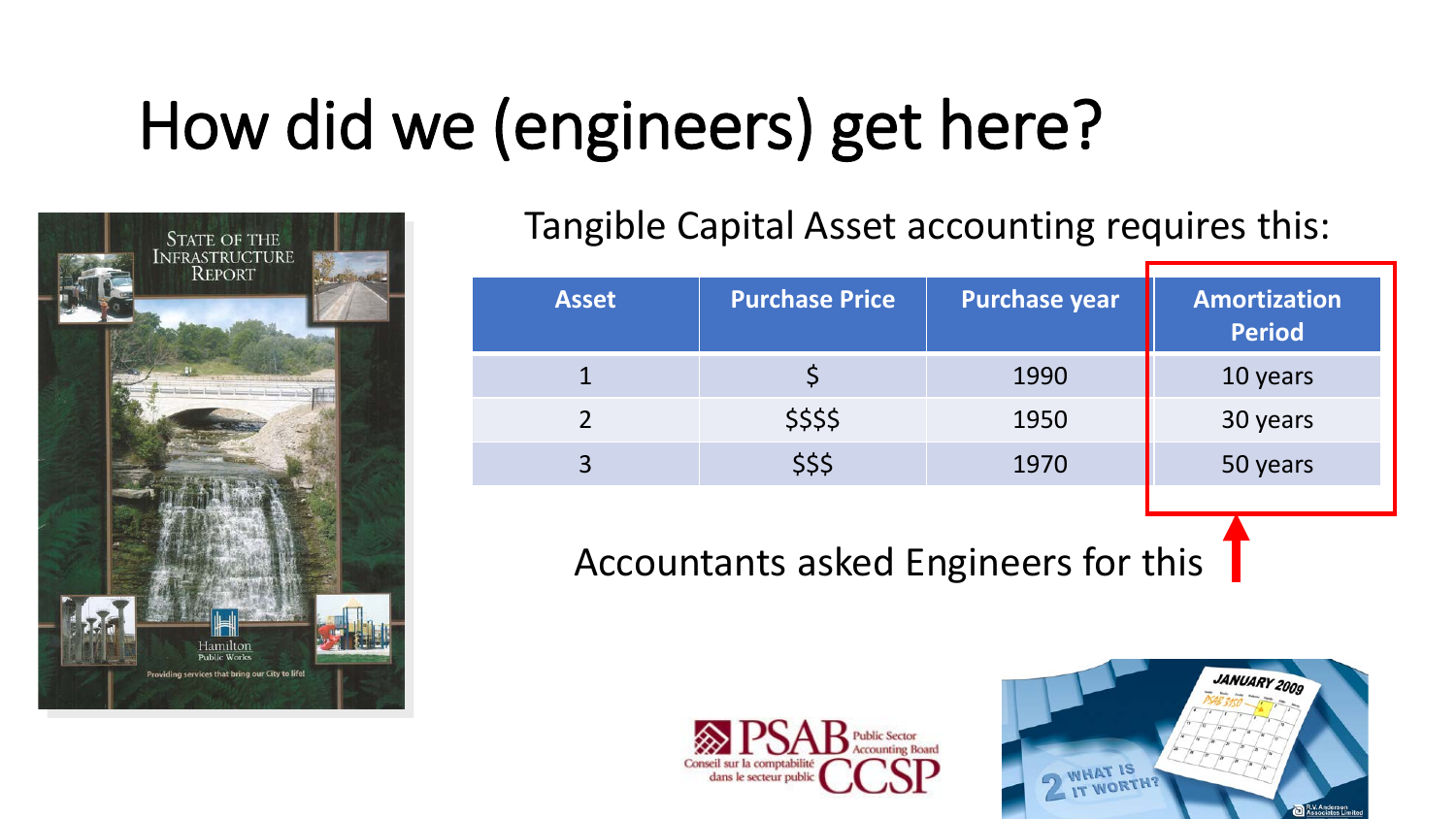# How did we (engineers) get here?

Tangible Capital Asset accounting requires this:

| Asset | Purchase Price | Purchase year | Amortization Period |
|---|---|---|---|
| 1 | $ | 1990 | 10 years |
| 2 | $$$$ | 1950 | 30 years |
| 3 | $$$ | 1970 | 50 years |

Accountants asked Engineers for this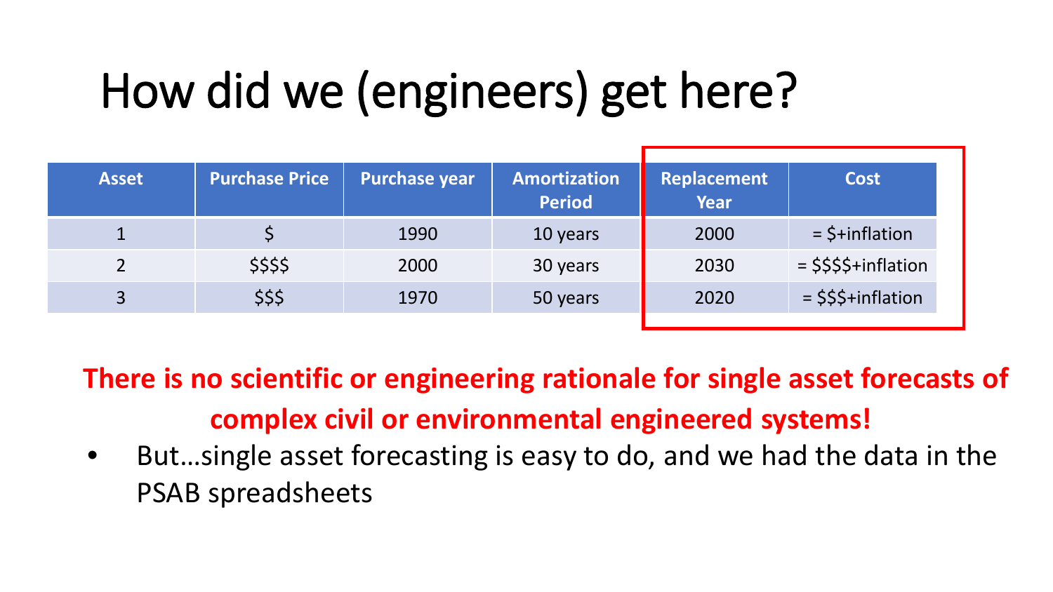# How did we (engineers) get here?

| Asset | Purchase Price | Purchase year | Amortization Period | Replacement Year | Cost |
|---|---|---|---|---|---|
| 1 | $ | 1990 | 10 years | 2000 | = $+inflation |
| 2 | $$$$ | 2000 | 30 years | 2030 | = $$$$+inflation |
| 3 | $$$ | 1970 | 50 years | 2020 | = $$$+inflation |

**There is no scientific or engineering rationale for single asset forecasts of complex civil or environmental engineered systems!**

- But…single asset forecasting is easy to do, and we had the data in the PSAB spreadsheets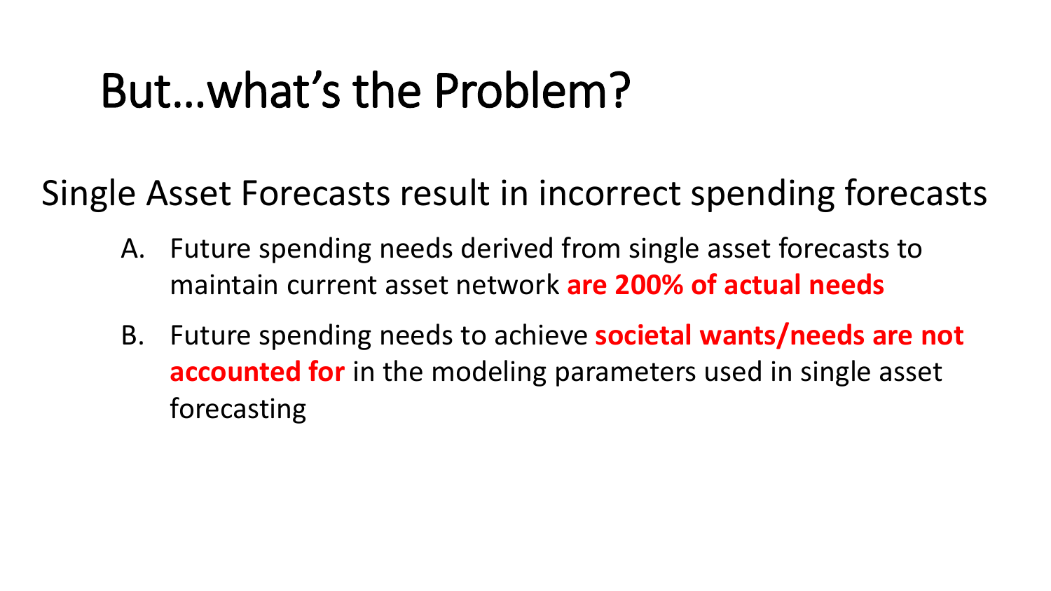# But…what's the Problem?

Single Asset Forecasts result in incorrect spending forecasts

A. Future spending needs derived from single asset forecasts to maintain current asset network **are 200% of actual needs**

B. Future spending needs to achieve **societal wants/needs are not accounted for** in the modeling parameters used in single asset forecasting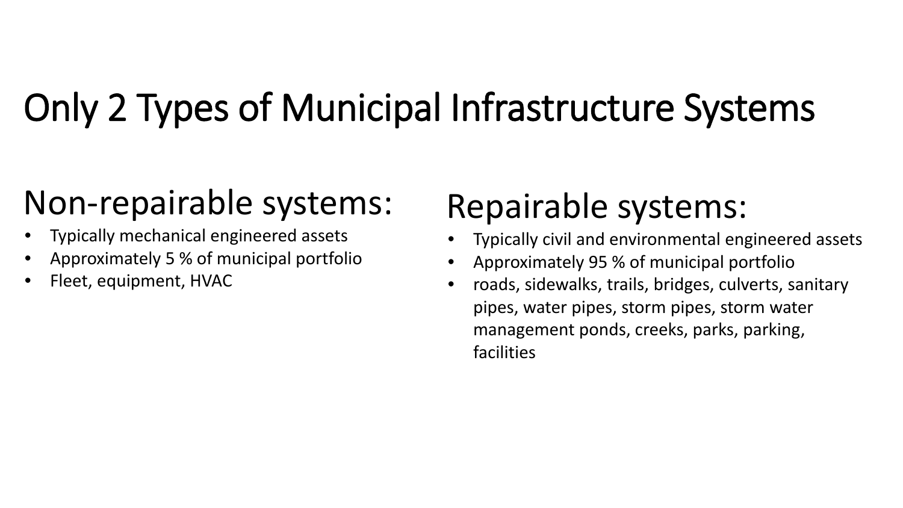# Only 2 Types of Municipal Infrastructure Systems

## Non-repairable systems:

- Typically mechanical engineered assets
- Approximately 5 % of municipal portfolio
- Fleet, equipment, HVAC

## Repairable systems:

- Typically civil and environmental engineered assets
- Approximately 95 % of municipal portfolio
- roads, sidewalks, trails, bridges, culverts, sanitary pipes, water pipes, storm pipes, storm water management ponds, creeks, parks, parking, facilities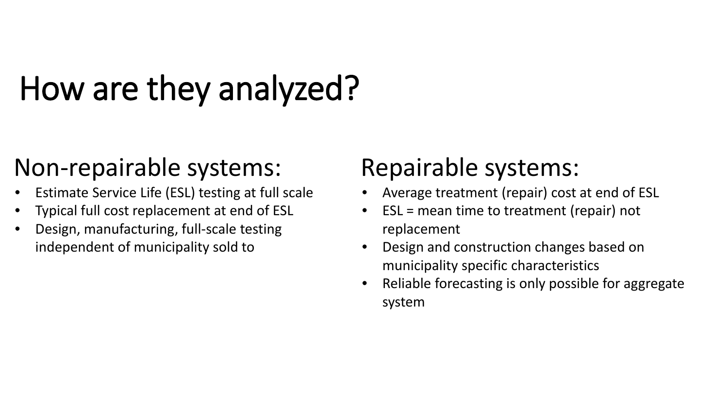# How are they analyzed?

## Non-repairable systems:

- Estimate Service Life (ESL) testing at full scale
- Typical full cost replacement at end of ESL
- Design, manufacturing, full-scale testing independent of municipality sold to

## Repairable systems:

- Average treatment (repair) cost at end of ESL
- ESL = mean time to treatment (repair) not replacement
- Design and construction changes based on municipality specific characteristics
- Reliable forecasting is only possible for aggregate system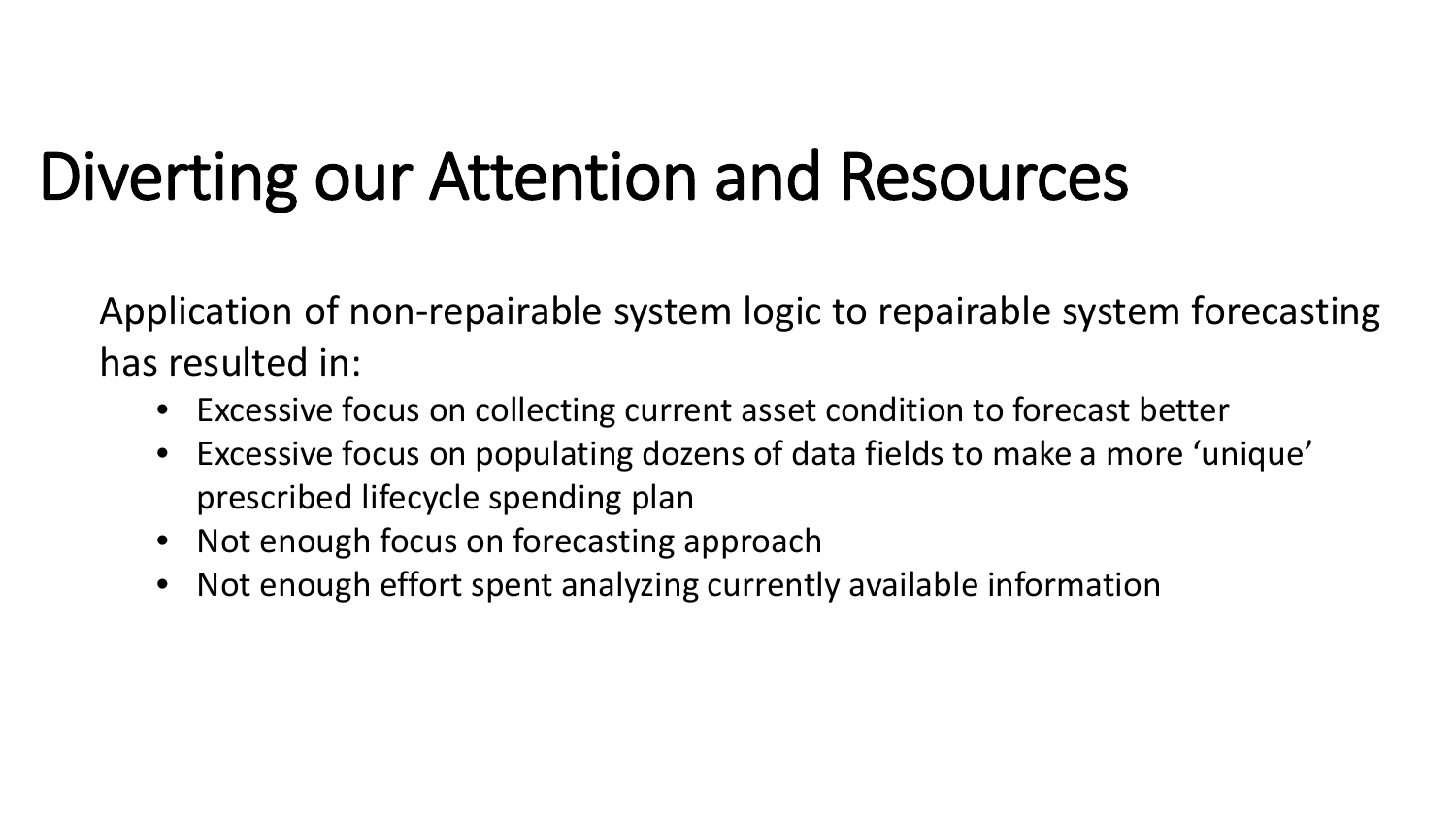# Diverting our Attention and Resources

Application of non-repairable system logic to repairable system forecasting has resulted in:

- Excessive focus on collecting current asset condition to forecast better
- Excessive focus on populating dozens of data fields to make a more 'unique' prescribed lifecycle spending plan
- Not enough focus on forecasting approach
- Not enough effort spent analyzing currently available information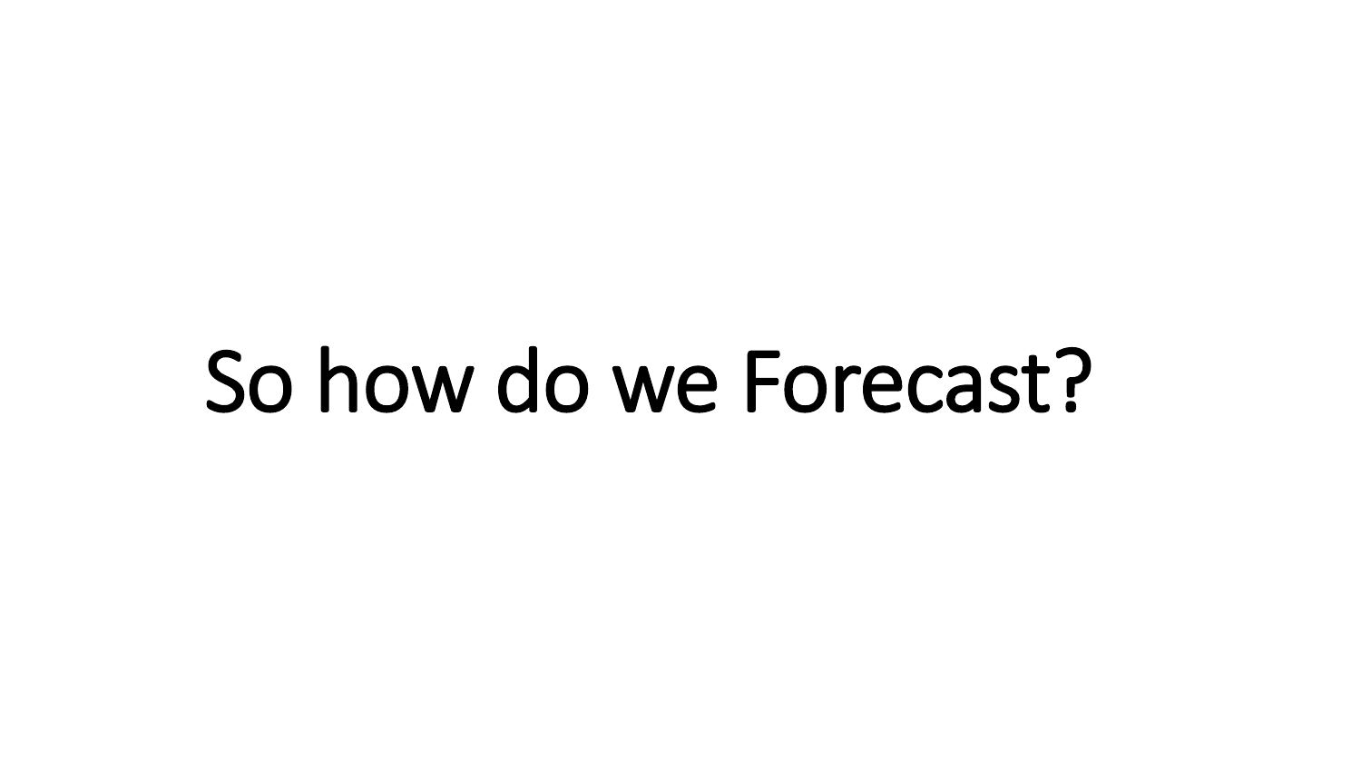# So how do we Forecast?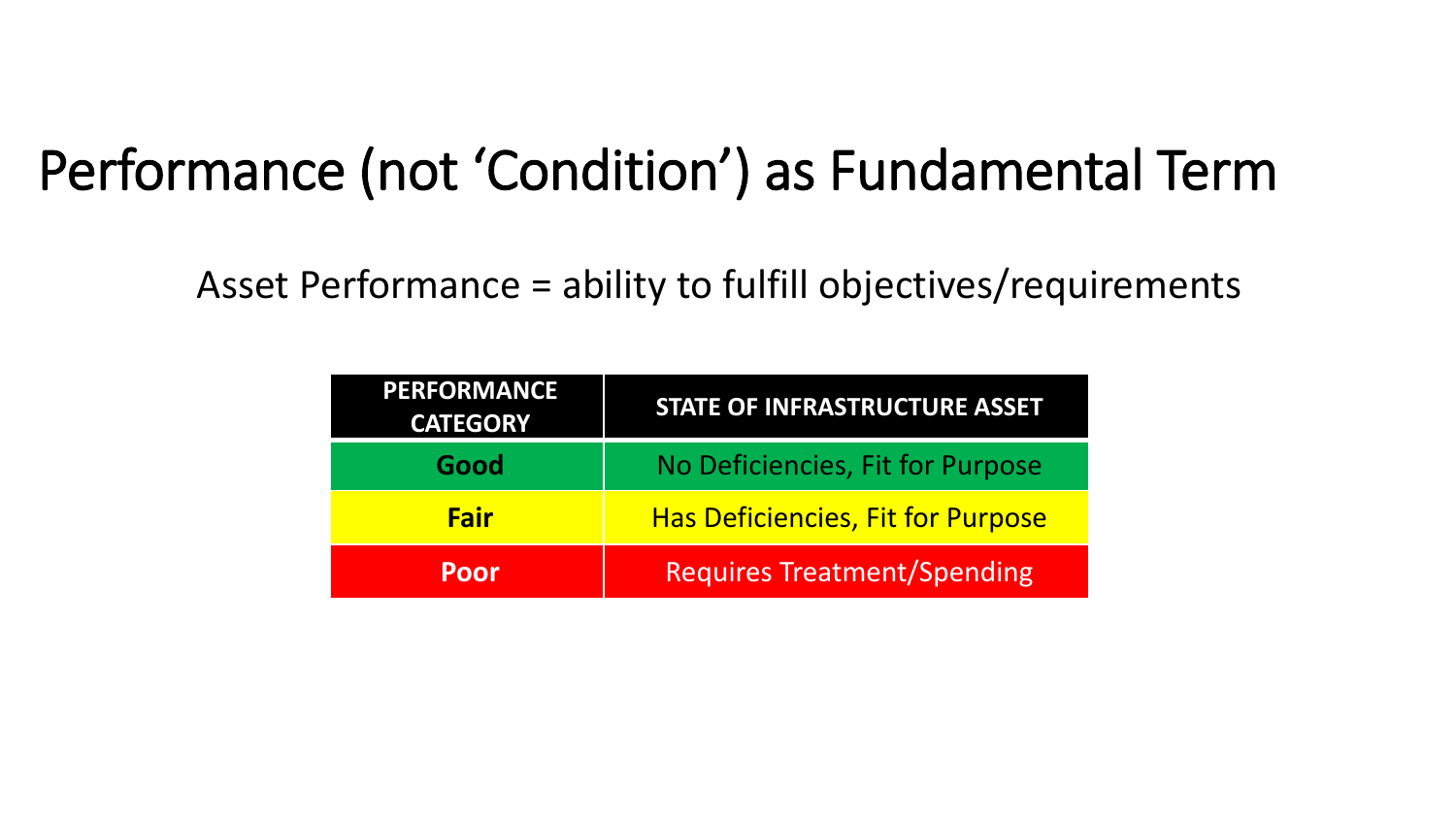# Performance (not ‘Condition’) as Fundamental Term

Asset Performance = ability to fulfill objectives/requirements

| PERFORMANCE CATEGORY | STATE OF INFRASTRUCTURE ASSET |
|---|---|
| **Good** | No Deficiencies, Fit for Purpose |
| **Fair** | Has Deficiencies, Fit for Purpose |
| **Poor** | Requires Treatment/Spending |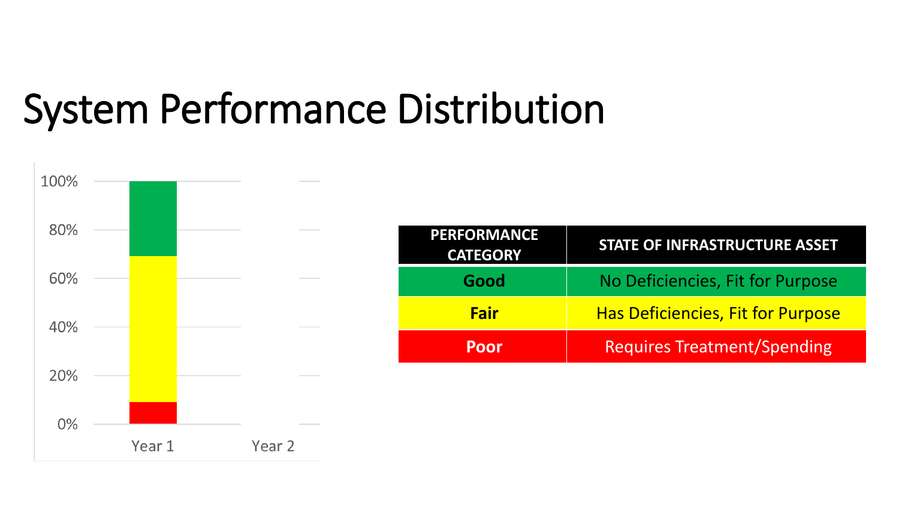# System Performance Distribution

| PERFORMANCE CATEGORY | STATE OF INFRASTRUCTURE ASSET |
|---|---|
| **Good** | No Deficiencies, Fit for Purpose |
| **Fair** | Has Deficiencies, Fit for Purpose |
| **Poor** | Requires Treatment/Spending |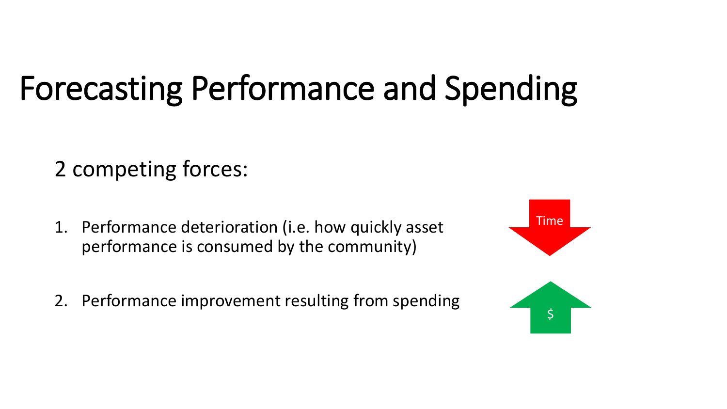# Forecasting Performance and Spending

2 competing forces:

1. Performance deterioration (i.e. how quickly asset performance is consumed by the community)

2. Performance improvement resulting from spending

Time

$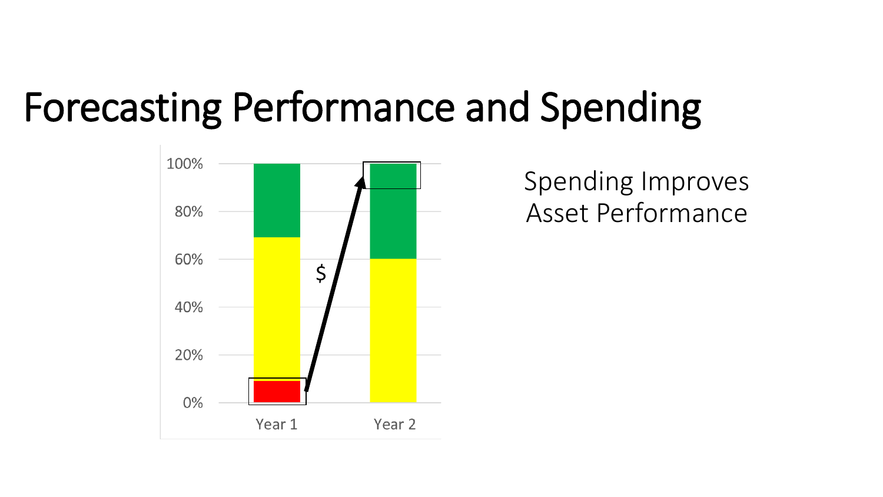# Forecasting Performance and Spending

Spending Improves Asset Performance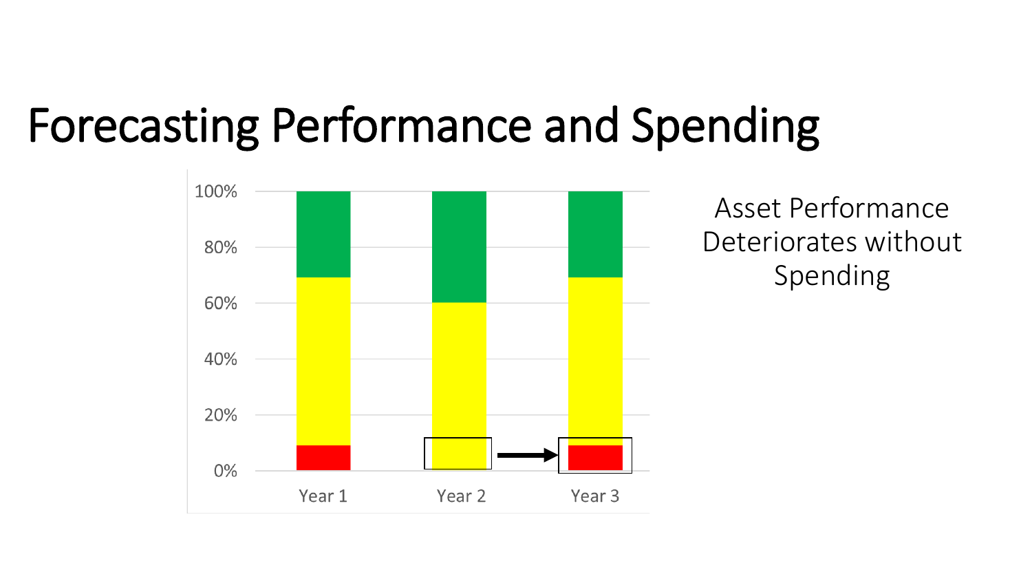# Forecasting Performance and Spending

100%
80%
60%
40%
20%
0%

Year 1 Year 2 Year 3

Asset Performance Deteriorates without Spending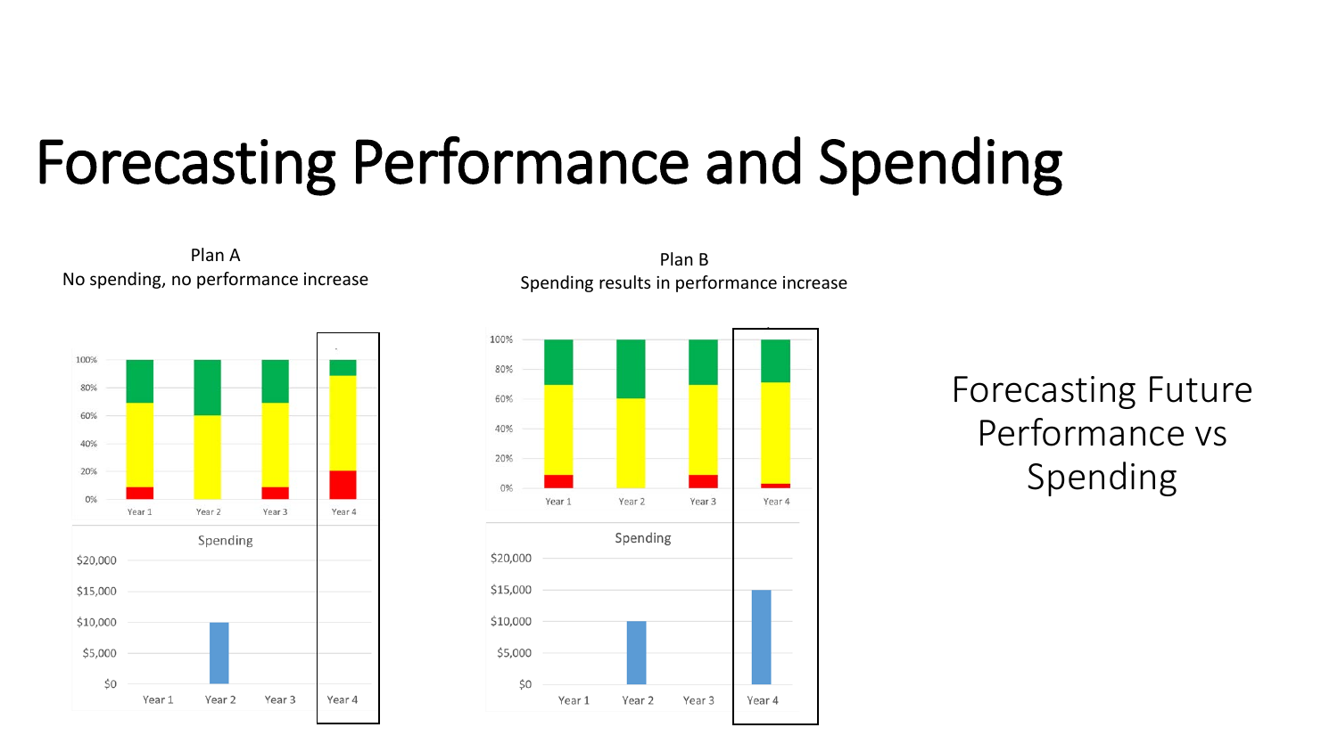# Forecasting Performance and Spending

Plan A
No spending, no performance increase

100%
80%
60%
40%
20%
0%
Year 1 Year 2 Year 3 Year 4

Spending
$20,000
$15,000
$10,000
$5,000
$0
Year 1 Year 2 Year 3 Year 4

Plan B
Spending results in performance increase

100%
80%
60%
40%
20%
0%
Year 1 Year 2 Year 3 Year 4

Spending
$20,000
$15,000
$10,000
$5,000
$0
Year 1 Year 2 Year 3 Year 4

Forecasting Future Performance vs Spending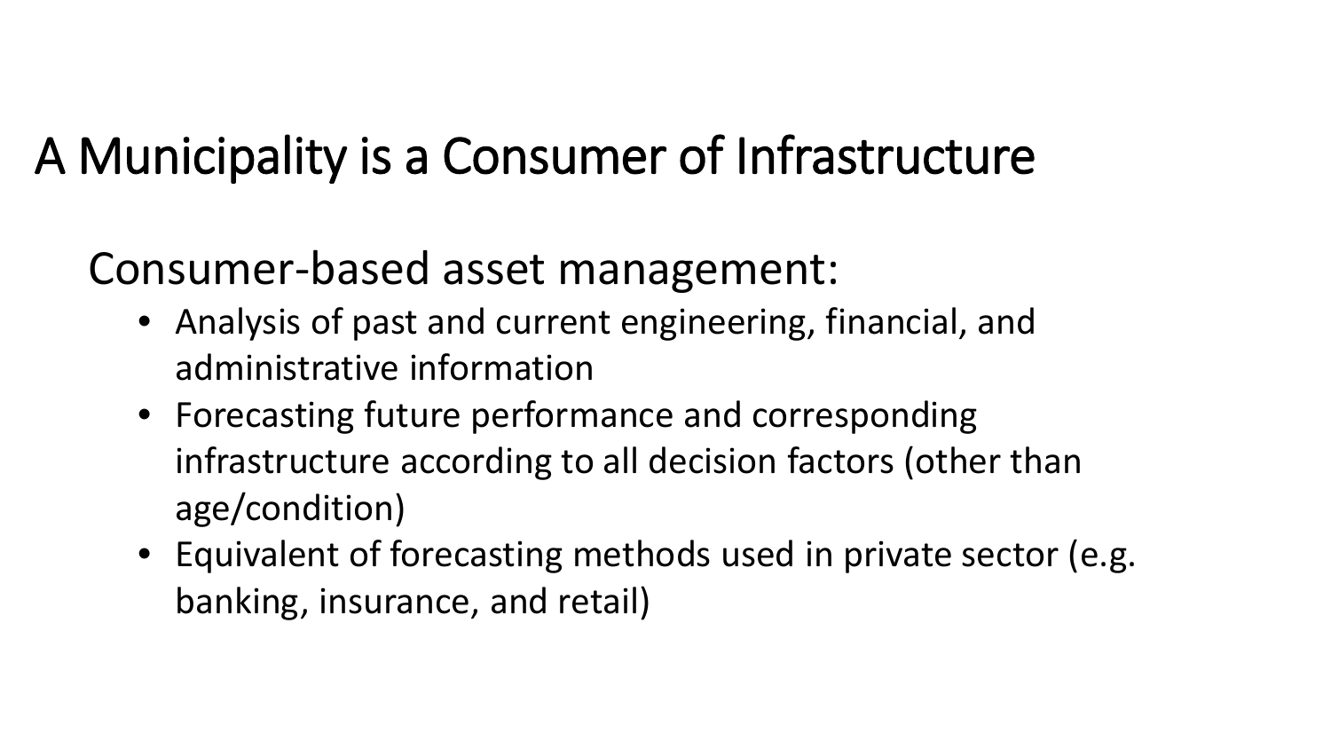# A Municipality is a Consumer of Infrastructure

## Consumer-based asset management:

- Analysis of past and current engineering, financial, and administrative information
- Forecasting future performance and corresponding infrastructure according to all decision factors (other than age/condition)
- Equivalent of forecasting methods used in private sector (e.g. banking, insurance, and retail)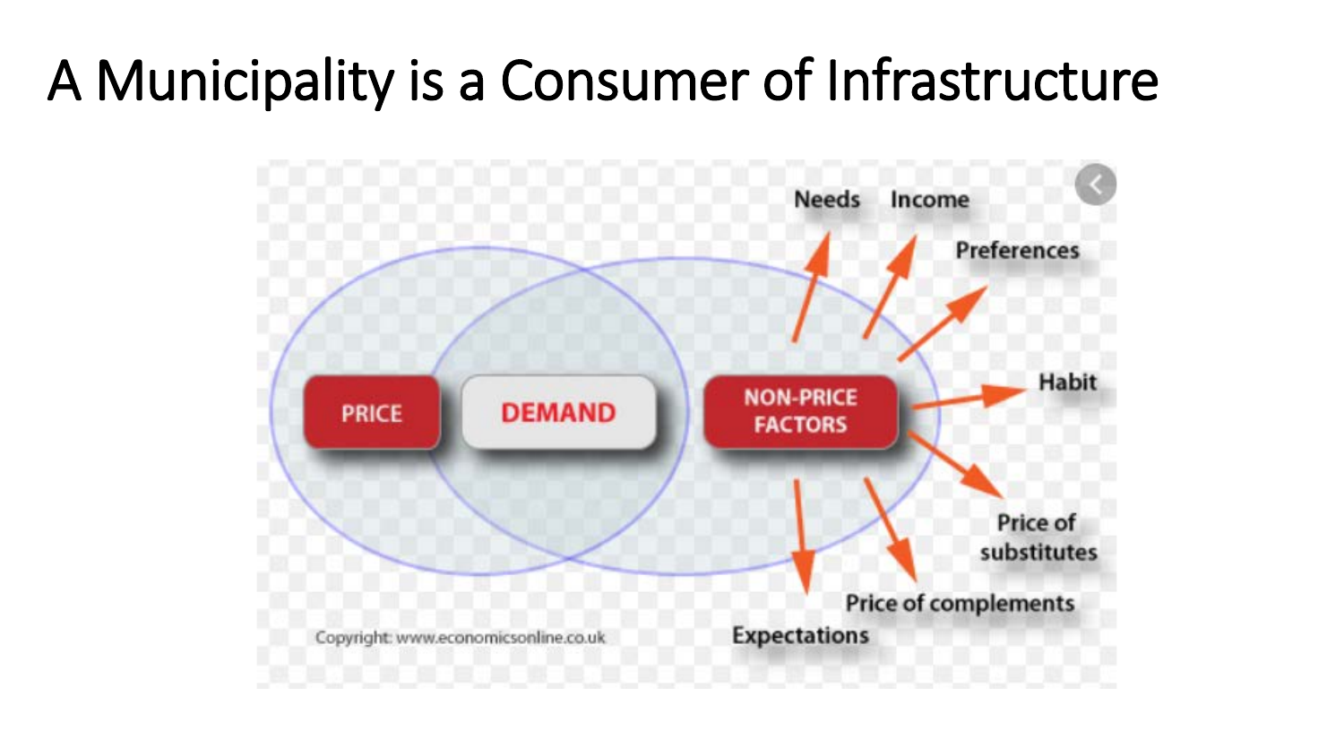# A Municipality is a Consumer of Infrastructure

PRICE

DEMAND

NON-PRICE FACTORS

Needs

Income

Preferences

Habit

Price of substitutes

Price of complements

Expectations

Copyright: www.economicsonline.co.uk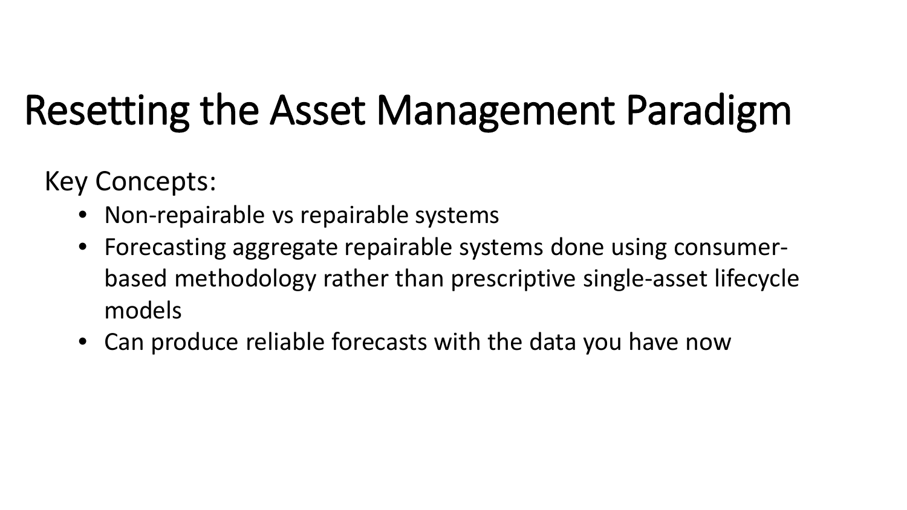# Resetting the Asset Management Paradigm

Key Concepts:

- Non-repairable vs repairable systems
- Forecasting aggregate repairable systems done using consumer-based methodology rather than prescriptive single-asset lifecycle models
- Can produce reliable forecasts with the data you have now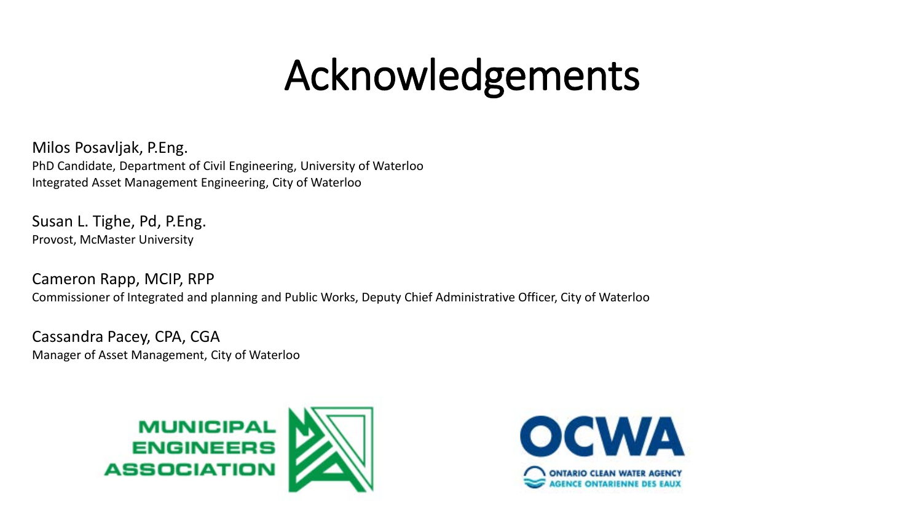# Acknowledgements

Milos Posavljak, P.Eng.
PhD Candidate, Department of Civil Engineering, University of Waterloo
Integrated Asset Management Engineering, City of Waterloo

Susan L. Tighe, Pd, P.Eng.
Provost, McMaster University

Cameron Rapp, MCIP, RPP
Commissioner of Integrated and planning and Public Works, Deputy Chief Administrative Officer, City of Waterloo

Cassandra Pacey, CPA, CGA
Manager of Asset Management, City of Waterloo

MUNICIPAL ENGINEERS ASSOCIATION

OCWA
ONTARIO CLEAN WATER AGENCY
AGENCE ONTARIENNE DES EAUX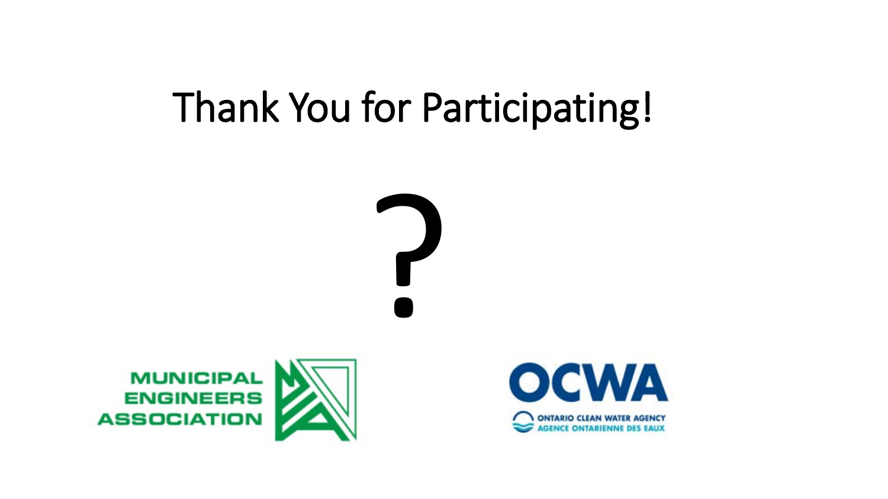# Thank You for Participating!

?

MUNICIPAL ENGINEERS ASSOCIATION

OCWA

ONTARIO CLEAN WATER AGENCY

AGENCE ONTARIENNE DES EAUX